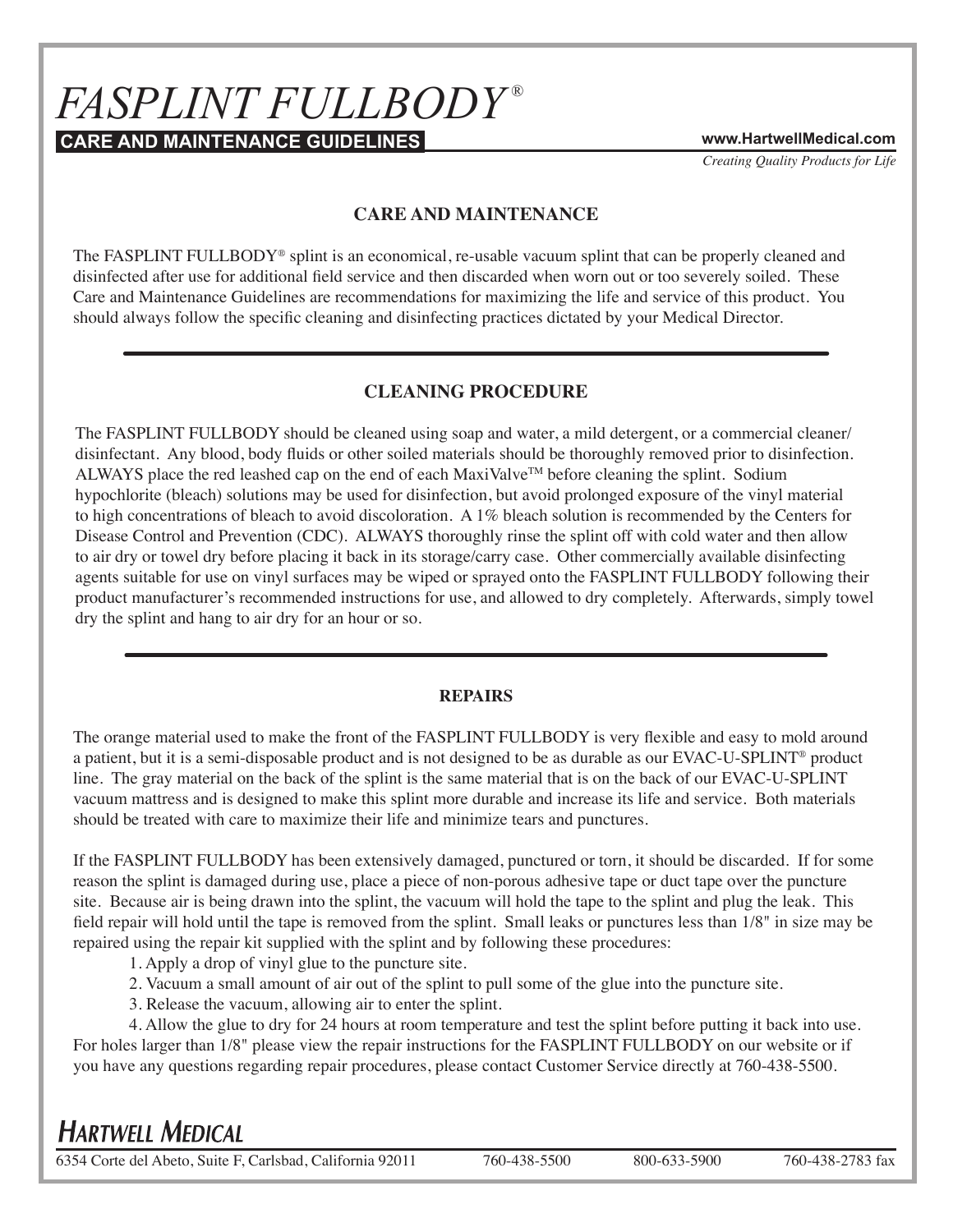# *FASPLINT FULLBODY®*

**CARE AND MAINTENANCE GUIDELINES**

**www.HartwellMedical.com**

*Creating Quality Products for Life*

## CARE AND MAINTENANCE

The FASPLINT FULLBODY® splint is an economical, re-usable vacuum splint that can be properly cleaned and disinfected after use for additional field service and then discarded when worn out or too severely soiled. These Care and Maintenance Guidelines are recommendations for maximizing the life and service of this product. You should always follow the specific cleaning and disinfecting practices dictated by your Medical Director.

---

## CLEANING PROCEDURE

The FASPLINT FULLBODY should be cleaned using soap and water, a mild detergent, or a commercial cleaner/disinfectant. Any blood, body fluids or other soiled materials should be thoroughly removed prior to disinfection. ALWAYS place the red leashed cap on the end of each MaxiValve™ before cleaning the splint. Sodium hypochlorite (bleach) solutions may be used for disinfection, but avoid prolonged exposure of the vinyl material to high concentrations of bleach to avoid discoloration. A 1% bleach solution is recommended by the Centers for Disease Control and Prevention (CDC). ALWAYS thoroughly rinse the splint off with cold water and then allow to air dry or towel dry before placing it back in its storage/carry case. Other commercially available disinfecting agents suitable for use on vinyl surfaces may be wiped or sprayed onto the FASPLINT FULLBODY following their product manufacturer's recommended instructions for use, and allowed to dry completely. Afterwards, simply towel dry the splint and hang to air dry for an hour or so.

---

## REPAIRS

The orange material used to make the front of the FASPLINT FULLBODY is very flexible and easy to mold around a patient, but it is a semi-disposable product and is not designed to be as durable as our EVAC-U-SPLINT® product line. The gray material on the back of the splint is the same material that is on the back of our EVAC-U-SPLINT vacuum mattress and is designed to make this splint more durable and increase its life and service. Both materials should be treated with care to maximize their life and minimize tears and punctures.

If the FASPLINT FULLBODY has been extensively damaged, punctured or torn, it should be discarded. If for some reason the splint is damaged during use, place a piece of non-porous adhesive tape or duct tape over the puncture site. Because air is being drawn into the splint, the vacuum will hold the tape to the splint and plug the leak. This field repair will hold until the tape is removed from the splint. Small leaks or punctures less than 1/8" in size may be repaired using the repair kit supplied with the splint and by following these procedures:

1. Apply a drop of vinyl glue to the puncture site.
2. Vacuum a small amount of air out of the splint to pull some of the glue into the puncture site.
3. Release the vacuum, allowing air to enter the splint.
4. Allow the glue to dry for 24 hours at room temperature and test the splint before putting it back into use.

For holes larger than 1/8" please view the repair instructions for the FASPLINT FULLBODY on our website or if you have any questions regarding repair procedures, please contact Customer Service directly at 760-438-5500.

**HARTWELL MEDICAL**

6354 Corte del Abeto, Suite F, Carlsbad, California 92011 | 760-438-5500 | 800-633-5900 | 760-438-2783 fax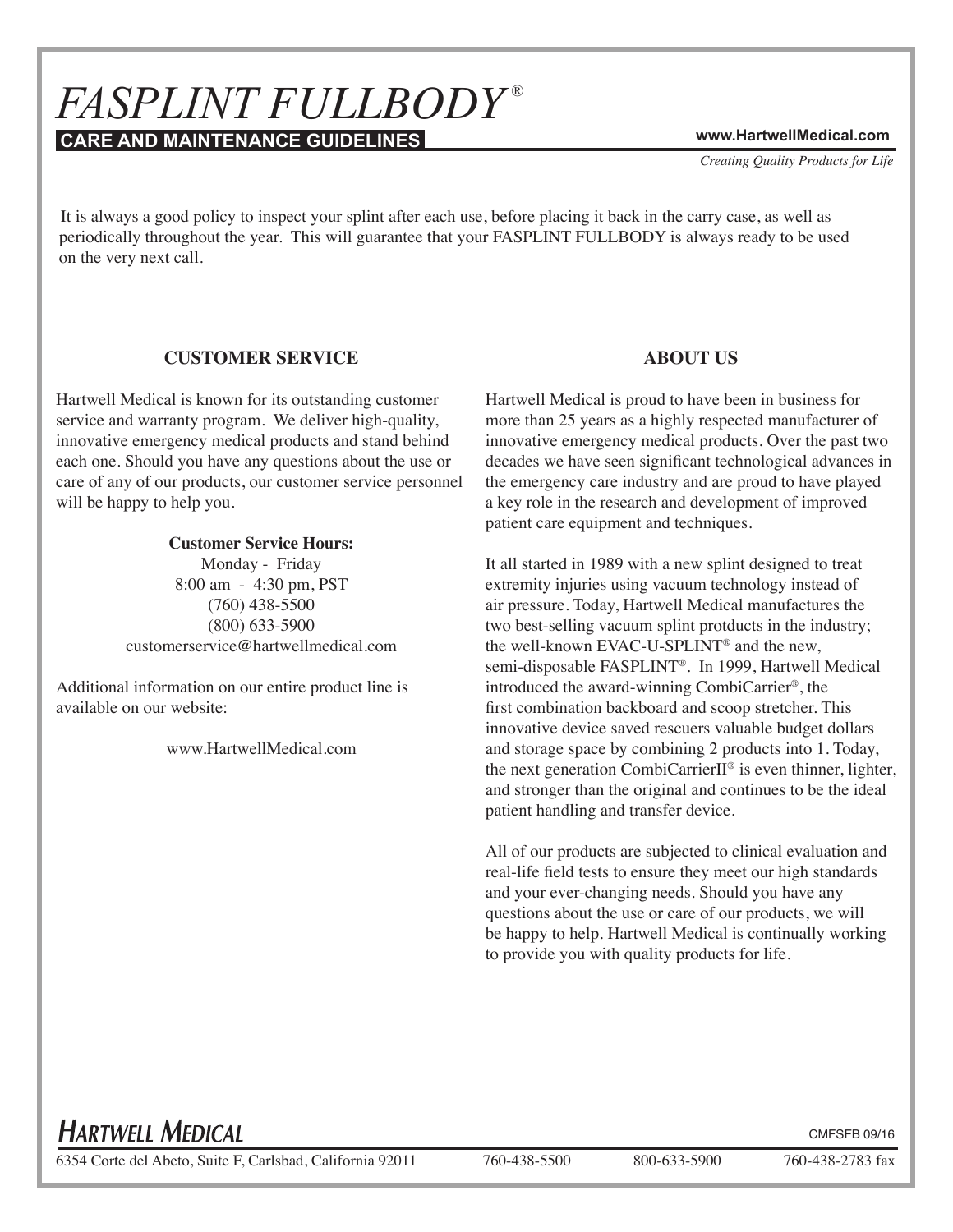# *FASPLINT FULLBODY®*

**CARE AND MAINTENANCE GUIDELINES**

**www.HartwellMedical.com**

*Creating Quality Products for Life*

It is always a good policy to inspect your splint after each use, before placing it back in the carry case, as well as periodically throughout the year. This will guarantee that your FASPLINT FULLBODY is always ready to be used on the very next call.

## CUSTOMER SERVICE

Hartwell Medical is known for its outstanding customer service and warranty program. We deliver high-quality, innovative emergency medical products and stand behind each one. Should you have any questions about the use or care of any of our products, our customer service personnel will be happy to help you.

**Customer Service Hours:**
Monday - Friday
8:00 am - 4:30 pm, PST
(760) 438-5500
(800) 633-5900
customerservice@hartwellmedical.com

Additional information on our entire product line is available on our website:

www.HartwellMedical.com

## ABOUT US

Hartwell Medical is proud to have been in business for more than 25 years as a highly respected manufacturer of innovative emergency medical products. Over the past two decades we have seen significant technological advances in the emergency care industry and are proud to have played a key role in the research and development of improved patient care equipment and techniques.

It all started in 1989 with a new splint designed to treat extremity injuries using vacuum technology instead of air pressure. Today, Hartwell Medical manufactures the two best-selling vacuum splint protducts in the industry; the well-known EVAC-U-SPLINT® and the new, semi-disposable FASPLINT®. In 1999, Hartwell Medical introduced the award-winning CombiCarrier®, the first combination backboard and scoop stretcher. This innovative device saved rescuers valuable budget dollars and storage space by combining 2 products into 1. Today, the next generation CombiCarrierII® is even thinner, lighter, and stronger than the original and continues to be the ideal patient handling and transfer device.

All of our products are subjected to clinical evaluation and real-life field tests to ensure they meet our high standards and your ever-changing needs. Should you have any questions about the use or care of our products, we will be happy to help. Hartwell Medical is continually working to provide you with quality products for life.

HARTWELL MEDICAL

CMFSFB 09/16

6354 Corte del Abeto, Suite F, Carlsbad, California 92011 760-438-5500 800-633-5900 760-438-2783 fax